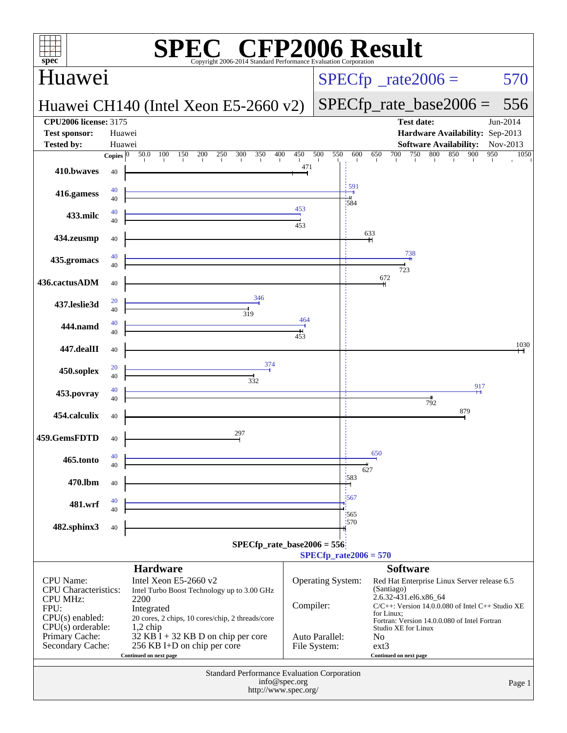# SPEC CFP2006 Result

Copyright 2006-2014 Standard Performance Evaluation Corporation

## Huawei

**Huawei CH140 (Intel Xeon E5-2660 v2)**

SPECfp_rate2006 = 570

SPECfp_rate_base2006 = 556

| | | | |
|---|---|---|---|
| **CPU2006 license:** | 3175 | **Test date:** | Jun-2014 |
| **Test sponsor:** | Huawei | **Hardware Availability:** | Sep-2013 |
| **Tested by:** | Huawei | **Software Availability:** | Nov-2013 |

| Benchmark | Copies (peak) | Peak | Copies (base) | Base |
|---|---|---|---|---|
| 410.bwaves | | | 40 | 471 |
| 416.gamess | 40 | 591 | 40 | 584 |
| 433.milc | 40 | 453 | 40 | 453 |
| 434.zeusmp | | | 40 | 633 |
| 435.gromacs | 40 | 738 | 40 | 723 |
| 436.cactusADM | | | 40 | 672 |
| 437.leslie3d | 20 | 346 | 40 | 319 |
| 444.namd | 40 | 464 | 40 | 453 |
| 447.dealII | | | 40 | 1030 |
| 450.soplex | 20 | 374 | 40 | 332 |
| 453.povray | 40 | 917 | 40 | 792 |
| 454.calculix | | | 40 | 879 |
| 459.GemsFDTD | | | 40 | 297 |
| 465.tonto | 40 | 650 | 40 | 627 |
| 470.lbm | | | 40 | 583 |
| 481.wrf | 40 | 567 | 40 | 565 |
| 482.sphinx3 | | | 40 | 570 |

SPECfp_rate_base2006 = 556

SPECfp_rate2006 = 570

### Hardware

| | |
|---|---|
| CPU Name: | Intel Xeon E5-2660 v2 |
| CPU Characteristics: | Intel Turbo Boost Technology up to 3.00 GHz |
| CPU MHz: | 2200 |
| FPU: | Integrated |
| CPU(s) enabled: | 20 cores, 2 chips, 10 cores/chip, 2 threads/core |
| CPU(s) orderable: | 1,2 chip |
| Primary Cache: | 32 KB I + 32 KB D on chip per core |
| Secondary Cache: | 256 KB I+D on chip per core |

Continued on next page

### Software

| | |
|---|---|
| Operating System: | Red Hat Enterprise Linux Server release 6.5 (Santiago) 2.6.32-431.el6.x86_64 |
| Compiler: | C/C++: Version 14.0.0.080 of Intel C++ Studio XE for Linux; Fortran: Version 14.0.0.080 of Intel Fortran Studio XE for Linux |
| Auto Parallel: | No |
| File System: | ext3 |

Continued on next page

Standard Performance Evaluation Corporation
info@spec.org
http://www.spec.org/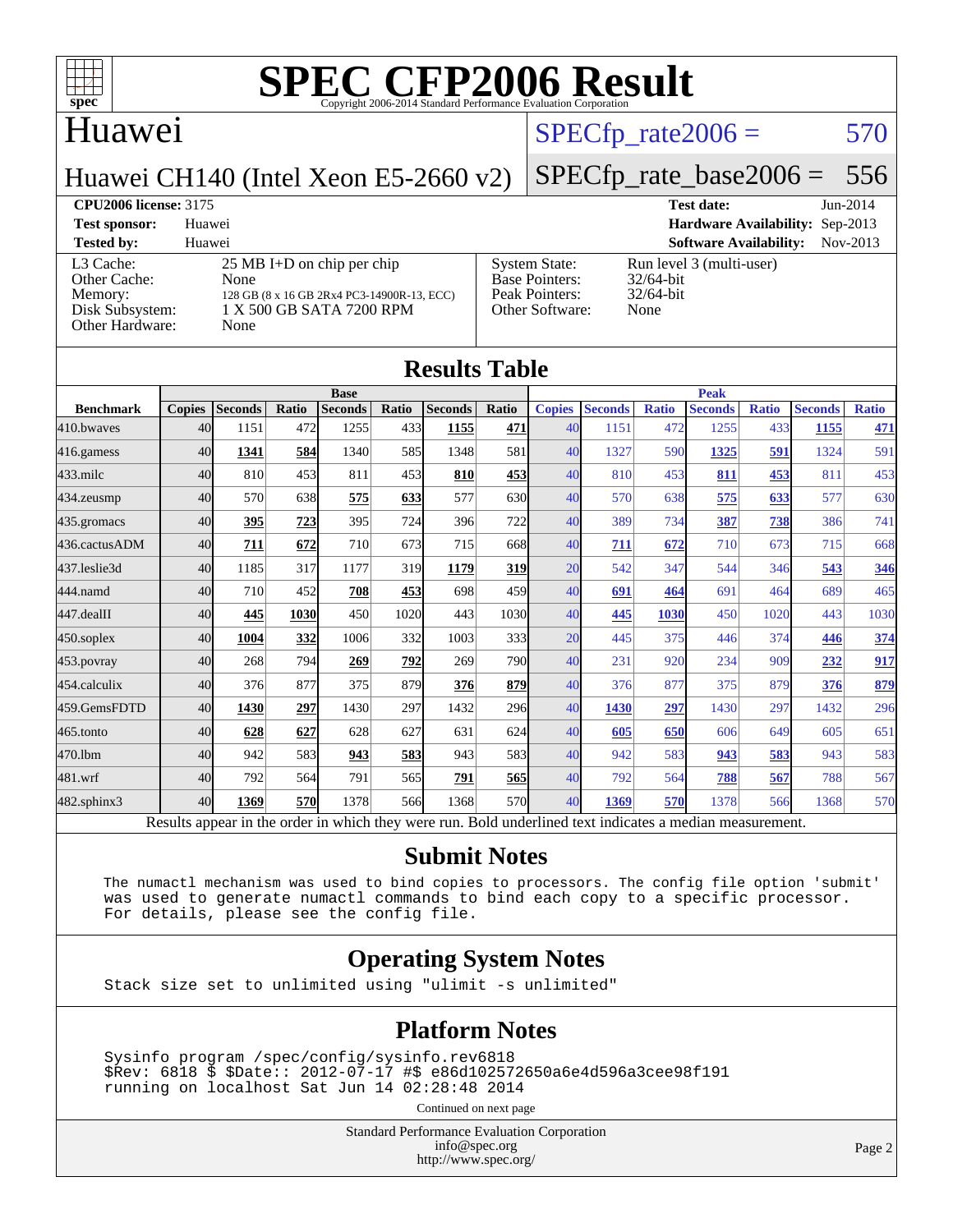# SPEC CFP2006 Result

Copyright 2006-2014 Standard Performance Evaluation Corporation

## Huawei

Huawei CH140 (Intel Xeon E5-2660 v2)

SPECfp_rate2006 = 570

SPECfp_rate_base2006 = 556

**CPU2006 license:** 3175 | **Test date:** Jun-2014
**Test sponsor:** Huawei | **Hardware Availability:** Sep-2013
**Tested by:** Huawei | **Software Availability:** Nov-2013

| | | | |
|---|---|---|---|
| L3 Cache: | 25 MB I+D on chip per chip | System State: | Run level 3 (multi-user) |
| Other Cache: | None | Base Pointers: | 32/64-bit |
| Memory: | 128 GB (8 x 16 GB 2Rx4 PC3-14900R-13, ECC) | Peak Pointers: | 32/64-bit |
| Disk Subsystem: | 1 X 500 GB SATA 7200 RPM | Other Software: | None |
| Other Hardware: | None | | |

## Results Table

| | Base | | | | | | | Peak | | | | | | |
|---|---|---|---|---|---|---|---|---|---|---|---|---|---|---|
| **Benchmark** | **Copies** | **Seconds** | **Ratio** | **Seconds** | **Ratio** | **Seconds** | **Ratio** | **Copies** | **Seconds** | **Ratio** | **Seconds** | **Ratio** | **Seconds** | **Ratio** |
| 410.bwaves | 40 | 1151 | 472 | 1255 | 433 | **1155** | **471** | 40 | 1151 | 472 | 1255 | 433 | **1155** | **471** |
| 416.gamess | 40 | **1341** | **584** | 1340 | 585 | 1348 | 581 | 40 | 1327 | 590 | **1325** | **591** | 1324 | 591 |
| 433.milc | 40 | 810 | 453 | 811 | 453 | **810** | **453** | 40 | 810 | 453 | **811** | **453** | 811 | 453 |
| 434.zeusmp | 40 | 570 | 638 | **575** | **633** | 577 | 630 | 40 | 570 | 638 | **575** | **633** | 577 | 630 |
| 435.gromacs | 40 | **395** | **723** | 395 | 724 | 396 | 722 | 40 | 389 | 734 | **387** | **738** | 386 | 741 |
| 436.cactusADM | 40 | **711** | **672** | 710 | 673 | 715 | 668 | 40 | **711** | **672** | 710 | 673 | 715 | 668 |
| 437.leslie3d | 40 | 1185 | 317 | 1177 | 319 | **1179** | **319** | 20 | 542 | 347 | 544 | 346 | **543** | **346** |
| 444.namd | 40 | 710 | 452 | **708** | **453** | 698 | 459 | 40 | **691** | **464** | 691 | 464 | 689 | 465 |
| 447.dealII | 40 | **445** | **1030** | 450 | 1020 | 443 | 1030 | 40 | **445** | **1030** | 450 | 1020 | 443 | 1030 |
| 450.soplex | 40 | **1004** | **332** | 1006 | 332 | 1003 | 333 | 20 | 445 | 375 | 446 | 374 | **446** | **374** |
| 453.povray | 40 | 268 | 794 | **269** | **792** | 269 | 790 | 40 | 231 | 920 | 234 | 909 | **232** | **917** |
| 454.calculix | 40 | 376 | 877 | 375 | 879 | **376** | **879** | 40 | 376 | 877 | 375 | 879 | **376** | **879** |
| 459.GemsFDTD | 40 | **1430** | **297** | 1430 | 297 | 1432 | 296 | 40 | **1430** | **297** | 1430 | 297 | 1432 | 296 |
| 465.tonto | 40 | **628** | **627** | 628 | 627 | 631 | 624 | 40 | **605** | **650** | 606 | 649 | 605 | 651 |
| 470.lbm | 40 | 942 | 583 | **943** | **583** | 943 | 583 | 40 | 942 | 583 | **943** | **583** | 943 | 583 |
| 481.wrf | 40 | 792 | 564 | 791 | 565 | **791** | **565** | 40 | 792 | 564 | **788** | **567** | 788 | 567 |
| 482.sphinx3 | 40 | **1369** | **570** | 1378 | 566 | 1368 | 570 | 40 | **1369** | **570** | 1378 | 566 | 1368 | 570 |

Results appear in the order in which they were run. Bold underlined text indicates a median measurement.

## Submit Notes

The numactl mechanism was used to bind copies to processors. The config file option 'submit' was used to generate numactl commands to bind each copy to a specific processor. For details, please see the config file.

## Operating System Notes

Stack size set to unlimited using "ulimit -s unlimited"

## Platform Notes

```
Sysinfo program /spec/config/sysinfo.rev6818
$Rev: 6818 $ $Date:: 2012-07-17 #$ e86d102572650a6e4d596a3cee98f191
running on localhost Sat Jun 14 02:28:48 2014
```

Continued on next page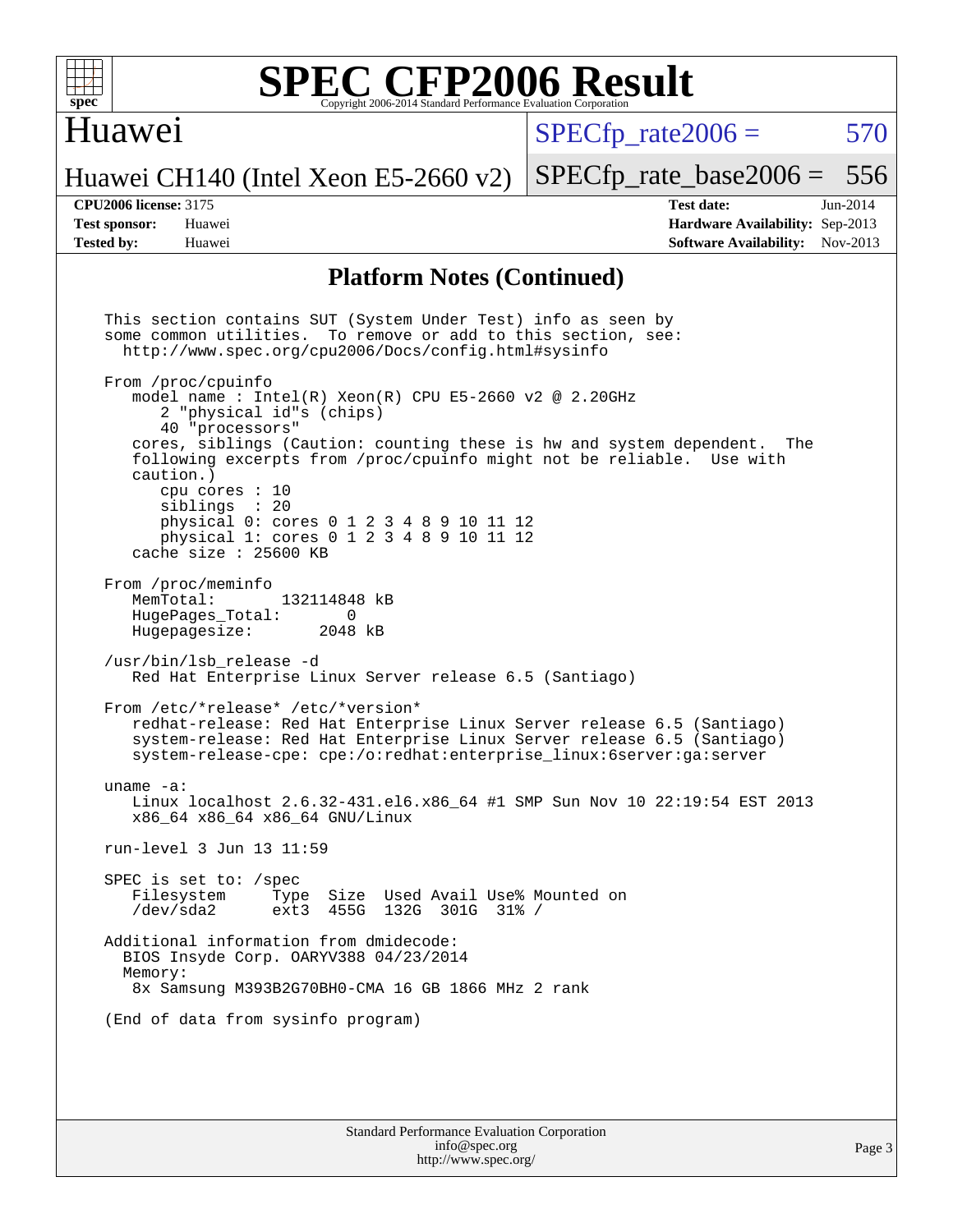# SPEC CFP2006 Result

Copyright 2006-2014 Standard Performance Evaluation Corporation

## Huawei

**Huawei CH140 (Intel Xeon E5-2660 v2)**

SPECfp_rate2006 = 570

SPECfp_rate_base2006 = 556

| | | | |
|---|---|---|---|
| **CPU2006 license:** | 3175 | **Test date:** | Jun-2014 |
| **Test sponsor:** | Huawei | **Hardware Availability:** | Sep-2013 |
| **Tested by:** | Huawei | **Software Availability:** | Nov-2013 |

### Platform Notes (Continued)

```
This section contains SUT (System Under Test) info as seen by
some common utilities.  To remove or add to this section, see:
  http://www.spec.org/cpu2006/Docs/config.html#sysinfo

From /proc/cpuinfo
   model name : Intel(R) Xeon(R) CPU E5-2660 v2 @ 2.20GHz
      2 "physical id"s (chips)
      40 "processors"
   cores, siblings (Caution: counting these is hw and system dependent.  The
   following excerpts from /proc/cpuinfo might not be reliable.  Use with
   caution.)
      cpu cores : 10
      siblings  : 20
      physical 0: cores 0 1 2 3 4 8 9 10 11 12
      physical 1: cores 0 1 2 3 4 8 9 10 11 12
   cache size : 25600 KB

From /proc/meminfo
   MemTotal:       132114848 kB
   HugePages_Total:       0
   Hugepagesize:       2048 kB

/usr/bin/lsb_release -d
   Red Hat Enterprise Linux Server release 6.5 (Santiago)

From /etc/*release* /etc/*version*
   redhat-release: Red Hat Enterprise Linux Server release 6.5 (Santiago)
   system-release: Red Hat Enterprise Linux Server release 6.5 (Santiago)
   system-release-cpe: cpe:/o:redhat:enterprise_linux:6server:ga:server

uname -a:
   Linux localhost 2.6.32-431.el6.x86_64 #1 SMP Sun Nov 10 22:19:54 EST 2013
   x86_64 x86_64 x86_64 GNU/Linux

run-level 3 Jun 13 11:59

SPEC is set to: /spec
   Filesystem     Type  Size  Used Avail Use% Mounted on
   /dev/sda2      ext3  455G  132G  301G  31% /

Additional information from dmidecode:
  BIOS Insyde Corp. OARYV388 04/23/2014
  Memory:
   8x Samsung M393B2G70BH0-CMA 16 GB 1866 MHz 2 rank

(End of data from sysinfo program)
```

Standard Performance Evaluation Corporation
info@spec.org
http://www.spec.org/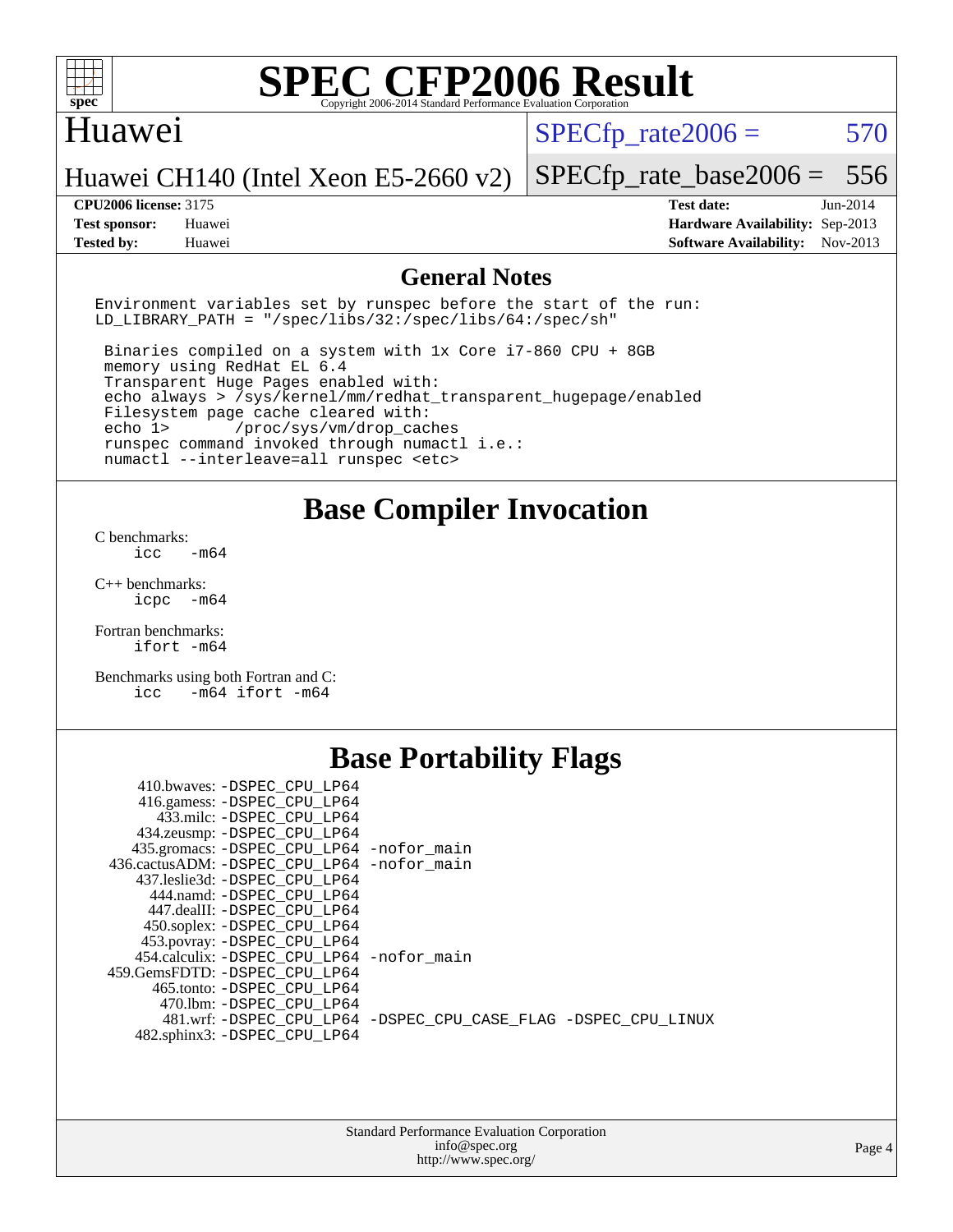# SPEC CFP2006 Result

Copyright 2006-2014 Standard Performance Evaluation Corporation

## Huawei

Huawei CH140 (Intel Xeon E5-2660 v2)

SPECfp_rate2006 = 570

SPECfp_rate_base2006 = 556

| | | | |
|---|---|---|---|
| **CPU2006 license:** 3175 | | **Test date:** | Jun-2014 |
| **Test sponsor:** | Huawei | **Hardware Availability:** | Sep-2013 |
| **Tested by:** | Huawei | **Software Availability:** | Nov-2013 |

## General Notes

```
Environment variables set by runspec before the start of the run:
LD_LIBRARY_PATH = "/spec/libs/32:/spec/libs/64:/spec/sh"

 Binaries compiled on a system with 1x Core i7-860 CPU + 8GB
 memory using RedHat EL 6.4
 Transparent Huge Pages enabled with:
 echo always > /sys/kernel/mm/redhat_transparent_hugepage/enabled
 Filesystem page cache cleared with:
 echo 1>       /proc/sys/vm/drop_caches
 runspec command invoked through numactl i.e.:
 numactl --interleave=all runspec <etc>
```

## Base Compiler Invocation

C benchmarks:
```
icc   -m64
```

C++ benchmarks:
```
icpc  -m64
```

Fortran benchmarks:
```
ifort -m64
```

Benchmarks using both Fortran and C:
```
icc   -m64 ifort -m64
```

## Base Portability Flags

```
    410.bwaves: -DSPEC_CPU_LP64
    416.gamess: -DSPEC_CPU_LP64
      433.milc: -DSPEC_CPU_LP64
    434.zeusmp: -DSPEC_CPU_LP64
   435.gromacs: -DSPEC_CPU_LP64 -nofor_main
  436.cactusADM: -DSPEC_CPU_LP64 -nofor_main
   437.leslie3d: -DSPEC_CPU_LP64
      444.namd: -DSPEC_CPU_LP64
    447.dealII: -DSPEC_CPU_LP64
    450.soplex: -DSPEC_CPU_LP64
    453.povray: -DSPEC_CPU_LP64
   454.calculix: -DSPEC_CPU_LP64 -nofor_main
  459.GemsFDTD: -DSPEC_CPU_LP64
     465.tonto: -DSPEC_CPU_LP64
       470.lbm: -DSPEC_CPU_LP64
       481.wrf: -DSPEC_CPU_LP64 -DSPEC_CPU_CASE_FLAG -DSPEC_CPU_LINUX
   482.sphinx3: -DSPEC_CPU_LP64
```

Standard Performance Evaluation Corporation
info@spec.org
http://www.spec.org/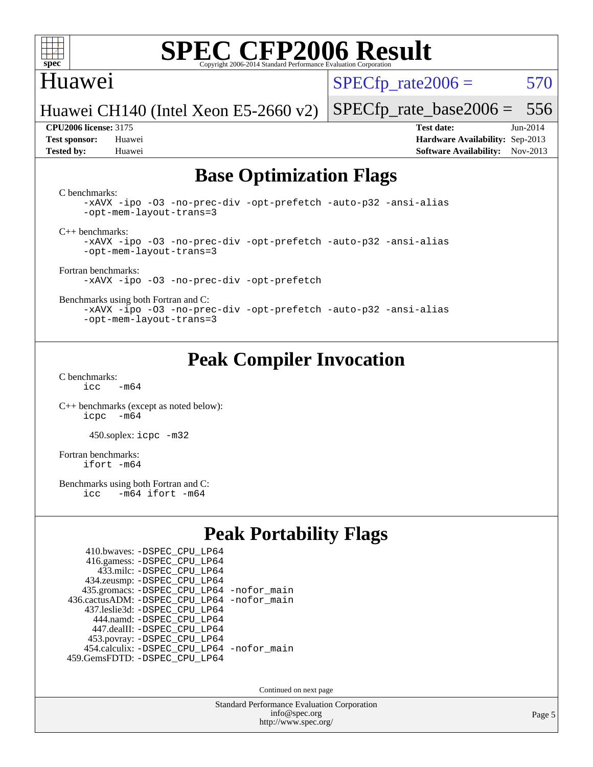# Base Optimization Flags

C benchmarks:

```
-xAVX -ipo -O3 -no-prec-div -opt-prefetch -auto-p32 -ansi-alias
-opt-mem-layout-trans=3
```

C++ benchmarks:

```
-xAVX -ipo -O3 -no-prec-div -opt-prefetch -auto-p32 -ansi-alias
-opt-mem-layout-trans=3
```

Fortran benchmarks:

```
-xAVX -ipo -O3 -no-prec-div -opt-prefetch
```

Benchmarks using both Fortran and C:

```
-xAVX -ipo -O3 -no-prec-div -opt-prefetch -auto-p32 -ansi-alias
-opt-mem-layout-trans=3
```

# Peak Compiler Invocation

C benchmarks:

```
icc   -m64
```

C++ benchmarks (except as noted below):

```
icpc  -m64
```

450.soplex: `icpc -m32`

Fortran benchmarks:

```
ifort -m64
```

Benchmarks using both Fortran and C:

```
icc   -m64 ifort -m64
```

# Peak Portability Flags

410.bwaves: `-DSPEC_CPU_LP64`
416.gamess: `-DSPEC_CPU_LP64`
433.milc: `-DSPEC_CPU_LP64`
434.zeusmp: `-DSPEC_CPU_LP64`
435.gromacs: `-DSPEC_CPU_LP64 -nofor_main`
436.cactusADM: `-DSPEC_CPU_LP64 -nofor_main`
437.leslie3d: `-DSPEC_CPU_LP64`
444.namd: `-DSPEC_CPU_LP64`
447.dealII: `-DSPEC_CPU_LP64`
453.povray: `-DSPEC_CPU_LP64`
454.calculix: `-DSPEC_CPU_LP64 -nofor_main`
459.GemsFDTD: `-DSPEC_CPU_LP64`

Continued on next page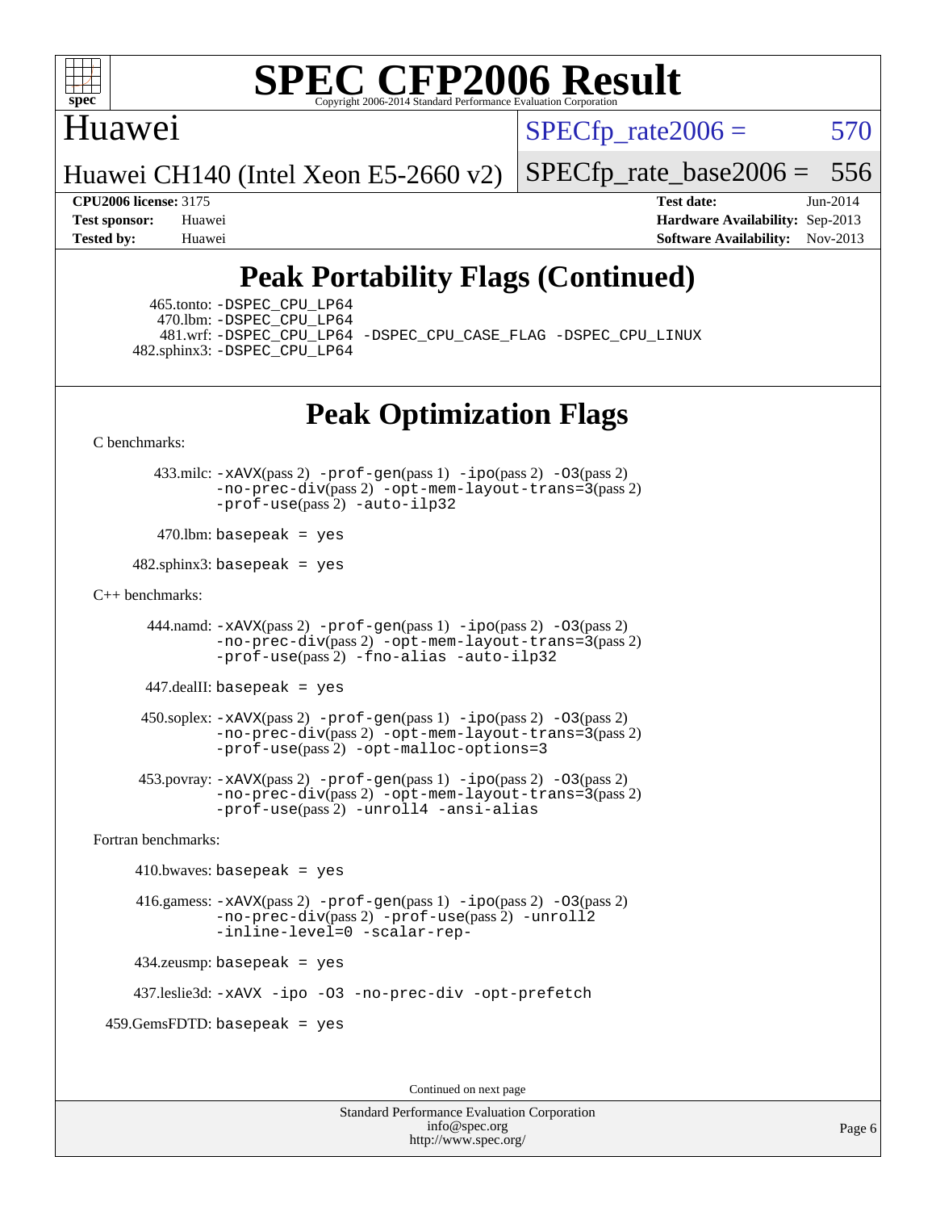## Peak Portability Flags (Continued)

465.tonto: -DSPEC_CPU_LP64
470.lbm: -DSPEC_CPU_LP64
481.wrf: -DSPEC_CPU_LP64 -DSPEC_CPU_CASE_FLAG -DSPEC_CPU_LINUX
482.sphinx3: -DSPEC_CPU_LP64

## Peak Optimization Flags

C benchmarks:

433.milc: -xAVX(pass 2) -prof-gen(pass 1) -ipo(pass 2) -O3(pass 2) -no-prec-div(pass 2) -opt-mem-layout-trans=3(pass 2) -prof-use(pass 2) -auto-ilp32

470.lbm: basepeak = yes

482.sphinx3: basepeak = yes

C++ benchmarks:

444.namd: -xAVX(pass 2) -prof-gen(pass 1) -ipo(pass 2) -O3(pass 2) -no-prec-div(pass 2) -opt-mem-layout-trans=3(pass 2) -prof-use(pass 2) -fno-alias -auto-ilp32

447.dealII: basepeak = yes

450.soplex: -xAVX(pass 2) -prof-gen(pass 1) -ipo(pass 2) -O3(pass 2) -no-prec-div(pass 2) -opt-mem-layout-trans=3(pass 2) -prof-use(pass 2) -opt-malloc-options=3

453.povray: -xAVX(pass 2) -prof-gen(pass 1) -ipo(pass 2) -O3(pass 2) -no-prec-div(pass 2) -opt-mem-layout-trans=3(pass 2) -prof-use(pass 2) -unroll4 -ansi-alias

Fortran benchmarks:

410.bwaves: basepeak = yes

416.gamess: -xAVX(pass 2) -prof-gen(pass 1) -ipo(pass 2) -O3(pass 2) -no-prec-div(pass 2) -prof-use(pass 2) -unroll2 -inline-level=0 -scalar-rep-

434.zeusmp: basepeak = yes

437.leslie3d: -xAVX -ipo -O3 -no-prec-div -opt-prefetch

459.GemsFDTD: basepeak = yes

Continued on next page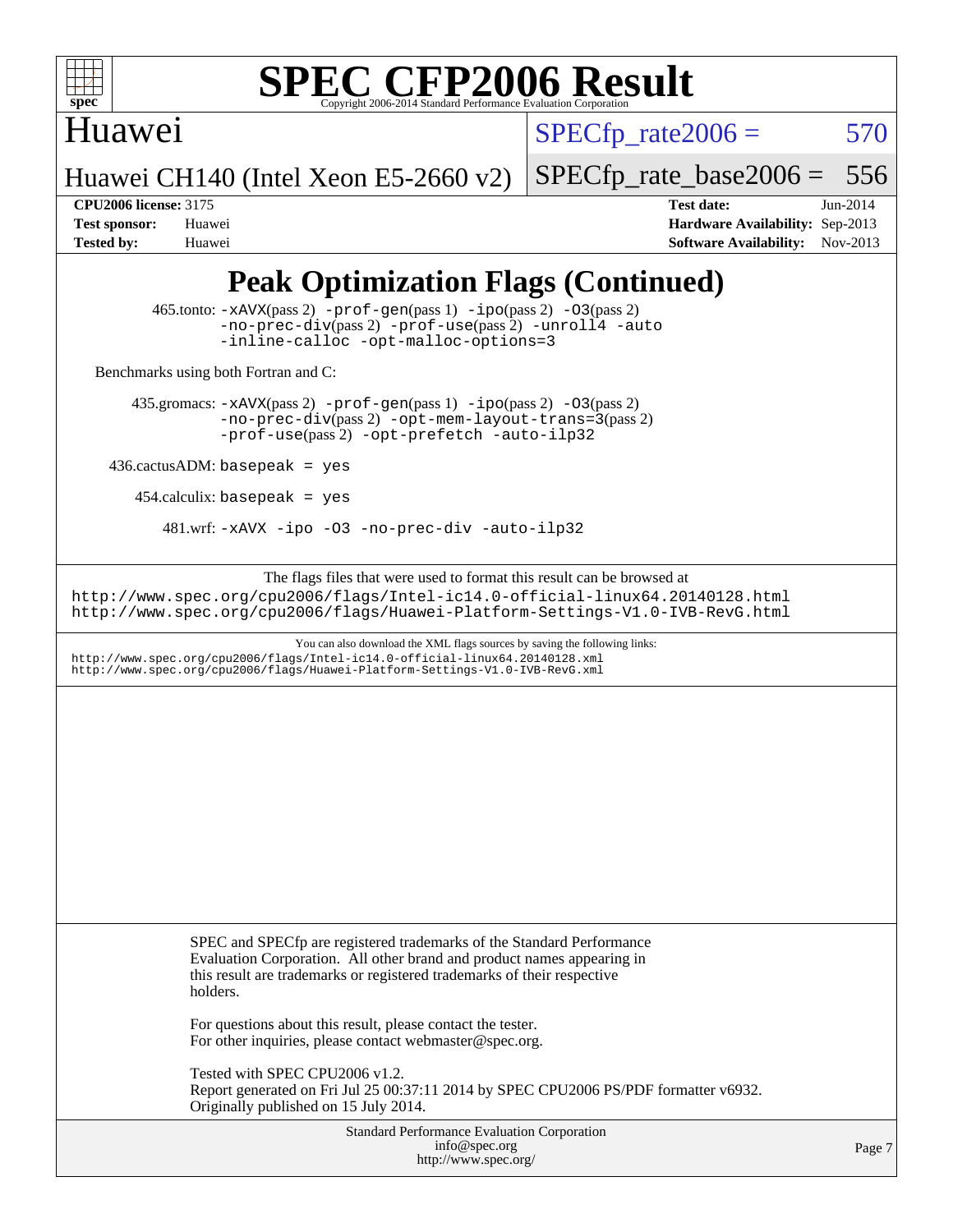# Peak Optimization Flags (Continued)

465.tonto: -xAVX(pass 2) -prof-gen(pass 1) -ipo(pass 2) -O3(pass 2) -no-prec-div(pass 2) -prof-use(pass 2) -unroll4 -auto -inline-calloc -opt-malloc-options=3

Benchmarks using both Fortran and C:

435.gromacs: -xAVX(pass 2) -prof-gen(pass 1) -ipo(pass 2) -O3(pass 2) -no-prec-div(pass 2) -opt-mem-layout-trans=3(pass 2) -prof-use(pass 2) -opt-prefetch -auto-ilp32

436.cactusADM: basepeak = yes

454.calculix: basepeak = yes

481.wrf: -xAVX -ipo -O3 -no-prec-div -auto-ilp32

The flags files that were used to format this result can be browsed at
http://www.spec.org/cpu2006/flags/Intel-ic14.0-official-linux64.20140128.html
http://www.spec.org/cpu2006/flags/Huawei-Platform-Settings-V1.0-IVB-RevG.html

You can also download the XML flags sources by saving the following links:
http://www.spec.org/cpu2006/flags/Intel-ic14.0-official-linux64.20140128.xml
http://www.spec.org/cpu2006/flags/Huawei-Platform-Settings-V1.0-IVB-RevG.xml

SPEC and SPECfp are registered trademarks of the Standard Performance Evaluation Corporation. All other brand and product names appearing in this result are trademarks or registered trademarks of their respective holders.

For questions about this result, please contact the tester.
For other inquiries, please contact webmaster@spec.org.

Tested with SPEC CPU2006 v1.2.
Report generated on Fri Jul 25 00:37:11 2014 by SPEC CPU2006 PS/PDF formatter v6932.
Originally published on 15 July 2014.